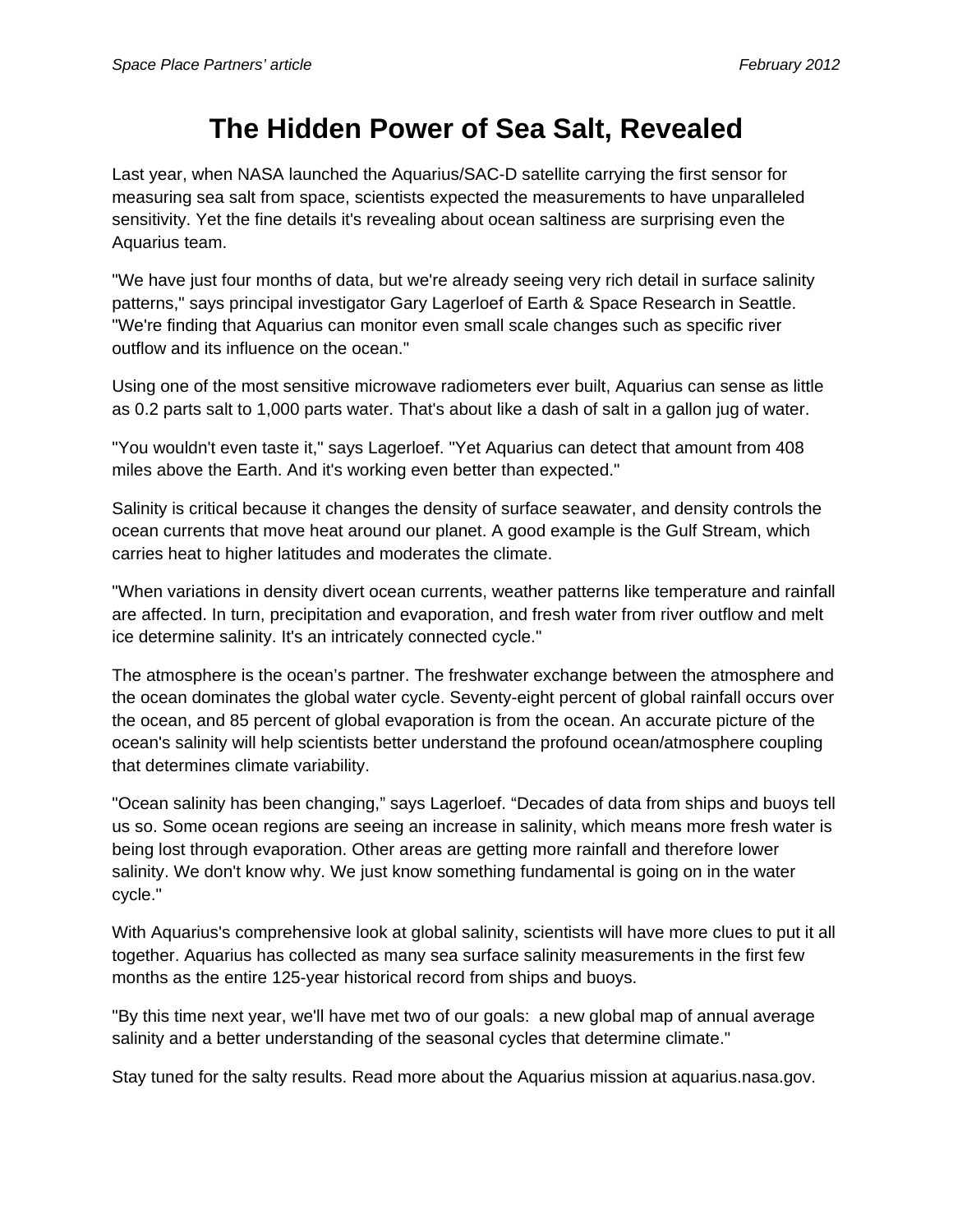# The Hidden Power of Sea Salt, Revealed

Last year, when NASA launched the Aquarius/SAC-D satellite carrying the first sensor for measuring sea salt from space, scientists expected the measurements to have unparalleled sensitivity. Yet the fine details it's revealing about ocean saltiness are surprising even the Aquarius team.

"We have just four months of data, but we're already seeing very rich detail in surface salinity patterns," says principal investigator Gary Lagerloef of Earth & Space Research in Seattle. "We're finding that Aquarius can monitor even small scale changes such as specific river outflow and its influence on the ocean."

Using one of the most sensitive microwave radiometers ever built, Aquarius can sense as little as 0.2 parts salt to 1,000 parts water. That's about like a dash of salt in a gallon jug of water.

"You wouldn't even taste it," says Lagerloef. "Yet Aquarius can detect that amount from 408 miles above the Earth. And it's working even better than expected."

Salinity is critical because it changes the density of surface seawater, and density controls the ocean currents that move heat around our planet. A good example is the Gulf Stream, which carries heat to higher latitudes and moderates the climate.

"When variations in density divert ocean currents, weather patterns like temperature and rainfall are affected. In turn, precipitation and evaporation, and fresh water from river outflow and melt ice determine salinity. It's an intricately connected cycle."

The atmosphere is the ocean's partner. The freshwater exchange between the atmosphere and the ocean dominates the global water cycle. Seventy-eight percent of global rainfall occurs over the ocean, and 85 percent of global evaporation is from the ocean. An accurate picture of the ocean's salinity will help scientists better understand the profound ocean/atmosphere coupling that determines climate variability.

"Ocean salinity has been changing," says Lagerloef. "Decades of data from ships and buoys tell us so. Some ocean regions are seeing an increase in salinity, which means more fresh water is being lost through evaporation. Other areas are getting more rainfall and therefore lower salinity. We don't know why. We just know something fundamental is going on in the water cycle."

With Aquarius's comprehensive look at global salinity, scientists will have more clues to put it all together. Aquarius has collected as many sea surface salinity measurements in the first few months as the entire 125-year historical record from ships and buoys.

"By this time next year, we'll have met two of our goals: a new global map of annual average salinity and a better understanding of the seasonal cycles that determine climate."

Stay tuned for the salty results. Read more about the Aquarius mission at aquarius.nasa.gov.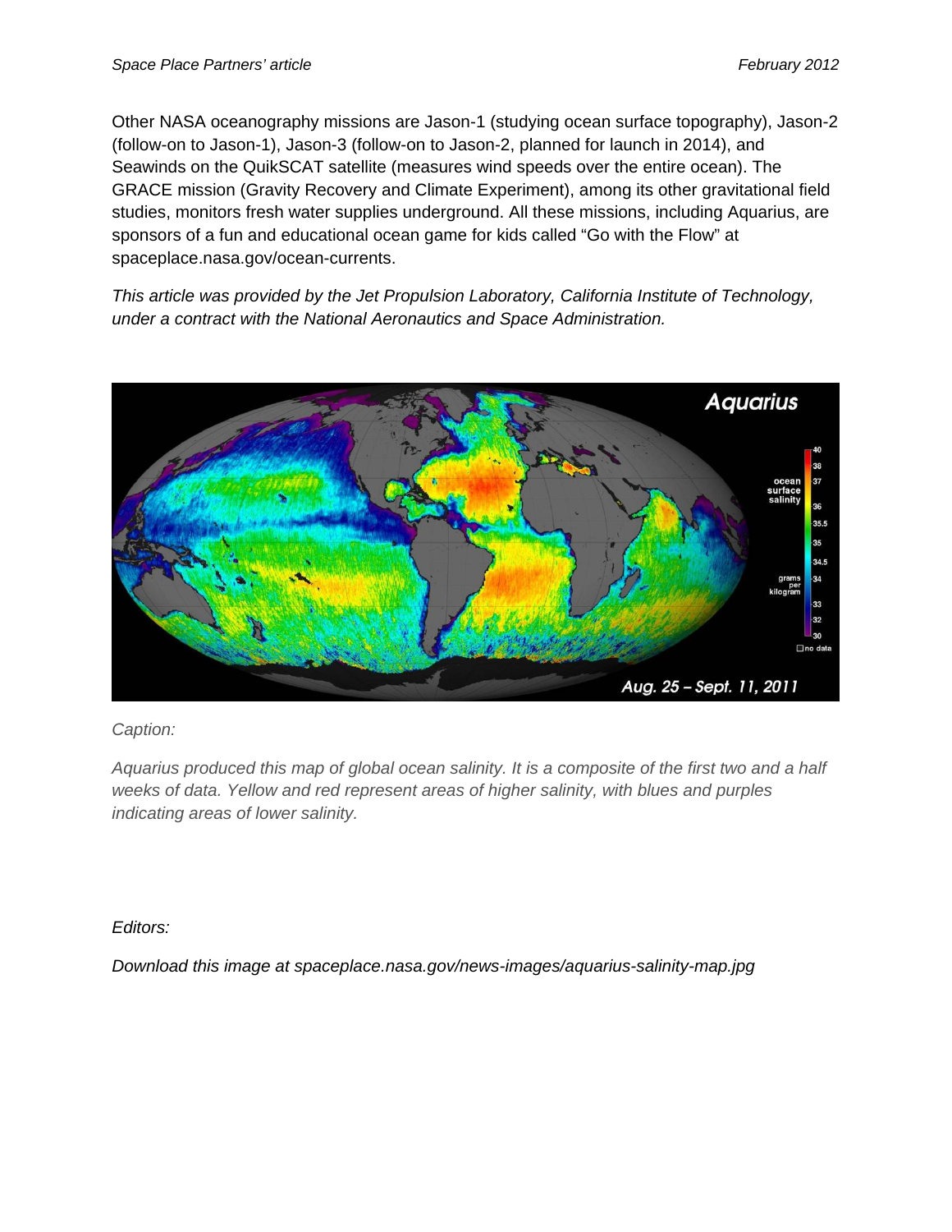Other NASA oceanography missions are Jason-1 (studying ocean surface topography), Jason-2 (follow-on to Jason-1), Jason-3 (follow-on to Jason-2, planned for launch in 2014), and Seawinds on the QuikSCAT satellite (measures wind speeds over the entire ocean). The GRACE mission (Gravity Recovery and Climate Experiment), among its other gravitational field studies, monitors fresh water supplies underground. All these missions, including Aquarius, are sponsors of a fun and educational ocean game for kids called "Go with the Flow" at spaceplace.nasa.gov/ocean-currents.

*This article was provided by the Jet Propulsion Laboratory, California Institute of Technology, under a contract with the National Aeronautics and Space Administration.*

Aquarius

ocean surface salinity

grams per kilogram

40
38
37
36
35.5
35
34.5
34
33
32
30

no data

Aug. 25 – Sept. 11, 2011

*Caption:*

*Aquarius produced this map of global ocean salinity. It is a composite of the first two and a half weeks of data. Yellow and red represent areas of higher salinity, with blues and purples indicating areas of lower salinity.*

*Editors:*

*Download this image at spaceplace.nasa.gov/news-images/aquarius-salinity-map.jpg*